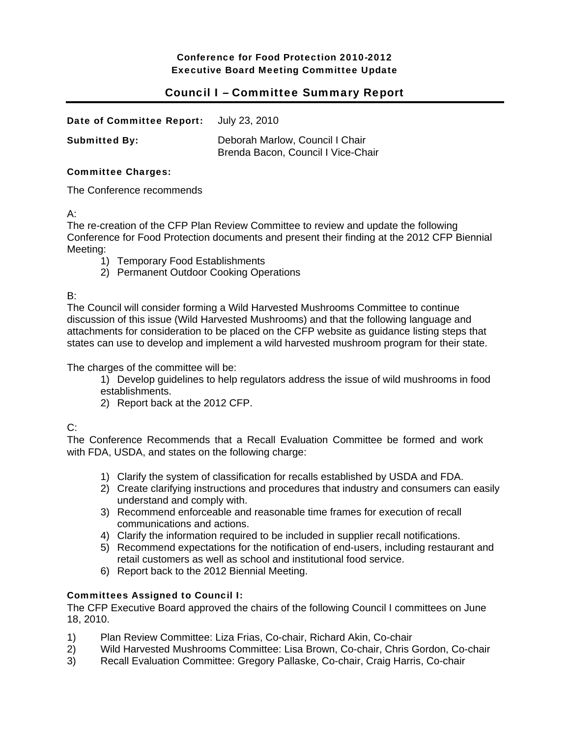**Conference for Food Protection 2010-2012**
**Executive Board Meeting Committee Update**

# Council I – Committee Summary Report

**Date of Committee Report:** July 23, 2010

**Submitted By:** Deborah Marlow, Council I Chair
Brenda Bacon, Council I Vice-Chair

**Committee Charges:**

The Conference recommends

A:
The re-creation of the CFP Plan Review Committee to review and update the following Conference for Food Protection documents and present their finding at the 2012 CFP Biennial Meeting:

1) Temporary Food Establishments
2) Permanent Outdoor Cooking Operations

B:
The Council will consider forming a Wild Harvested Mushrooms Committee to continue discussion of this issue (Wild Harvested Mushrooms) and that the following language and attachments for consideration to be placed on the CFP website as guidance listing steps that states can use to develop and implement a wild harvested mushroom program for their state.

The charges of the committee will be:

1) Develop guidelines to help regulators address the issue of wild mushrooms in food establishments.
2) Report back at the 2012 CFP.

C:
The Conference Recommends that a Recall Evaluation Committee be formed and work with FDA, USDA, and states on the following charge:

1) Clarify the system of classification for recalls established by USDA and FDA.
2) Create clarifying instructions and procedures that industry and consumers can easily understand and comply with.
3) Recommend enforceable and reasonable time frames for execution of recall communications and actions.
4) Clarify the information required to be included in supplier recall notifications.
5) Recommend expectations for the notification of end-users, including restaurant and retail customers as well as school and institutional food service.
6) Report back to the 2012 Biennial Meeting.

**Committees Assigned to Council I:**
The CFP Executive Board approved the chairs of the following Council I committees on June 18, 2010.

1) Plan Review Committee: Liza Frias, Co-chair, Richard Akin, Co-chair
2) Wild Harvested Mushrooms Committee: Lisa Brown, Co-chair, Chris Gordon, Co-chair
3) Recall Evaluation Committee: Gregory Pallaske, Co-chair, Craig Harris, Co-chair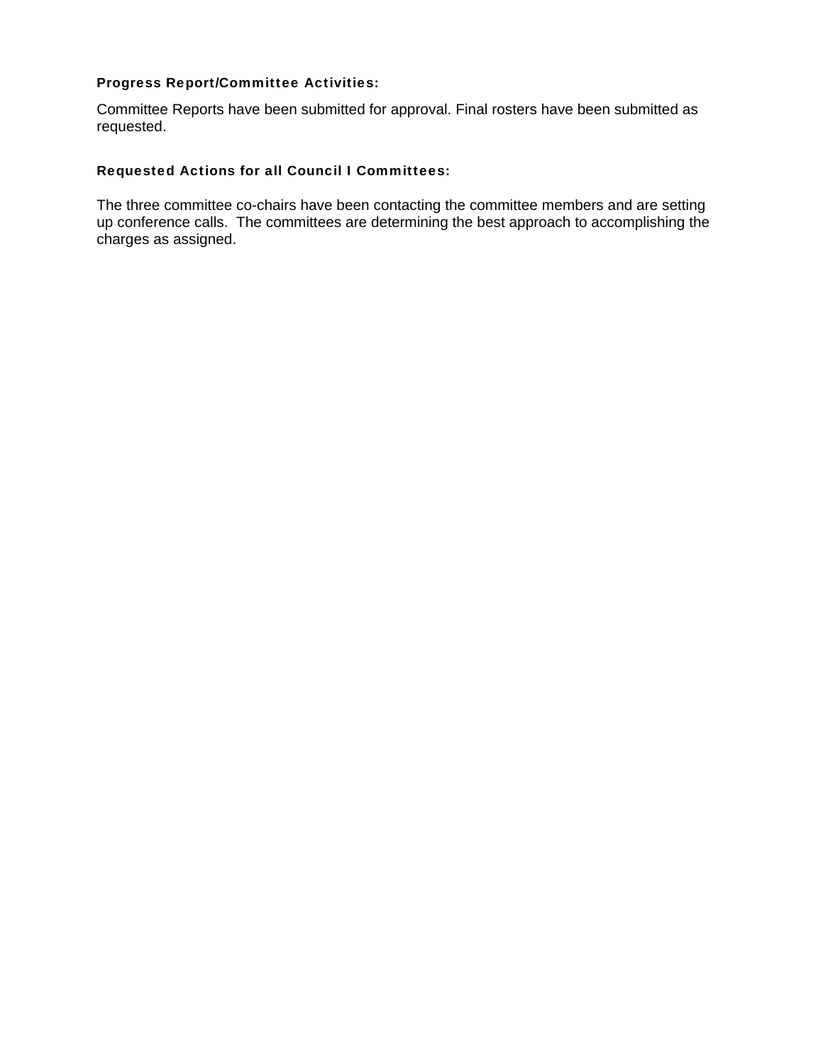**Progress Report/Committee Activities:**

Committee Reports have been submitted for approval. Final rosters have been submitted as requested.

**Requested Actions for all Council I Committees:**

The three committee co-chairs have been contacting the committee members and are setting up conference calls. The committees are determining the best approach to accomplishing the charges as assigned.